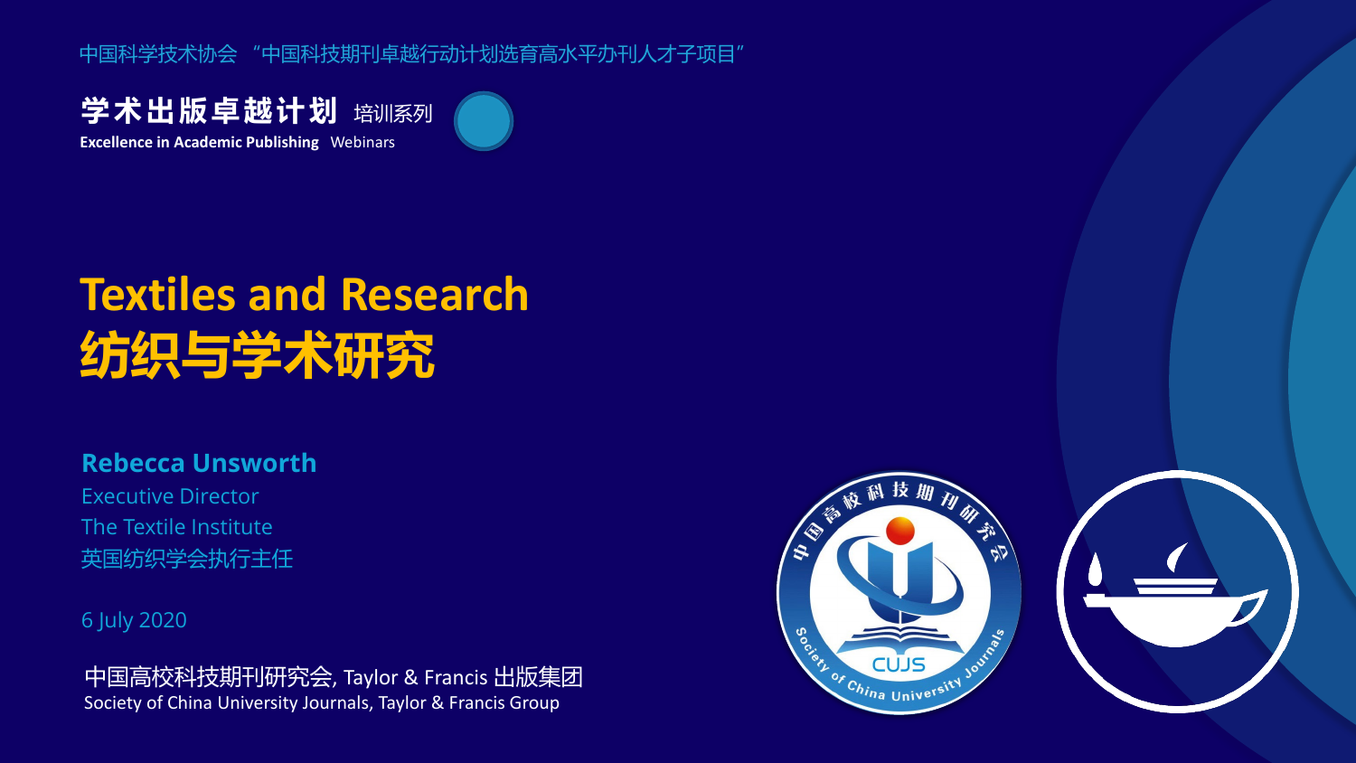中国科学技术协会 “中国科技期刊卓越行动计划选育高水平办刊人才子项目”

**学术出版卓越计划** 培训系列

**Excellence in Academic Publishing** Webinars

# Textiles and Research
# 纺织与学术研究

**Rebecca Unsworth**

Executive Director

The Textile Institute

英国纺织学会执行主任

6 July 2020

中国高校科技期刊研究会, Taylor & Francis 出版集团

Society of China University Journals, Taylor & Francis Group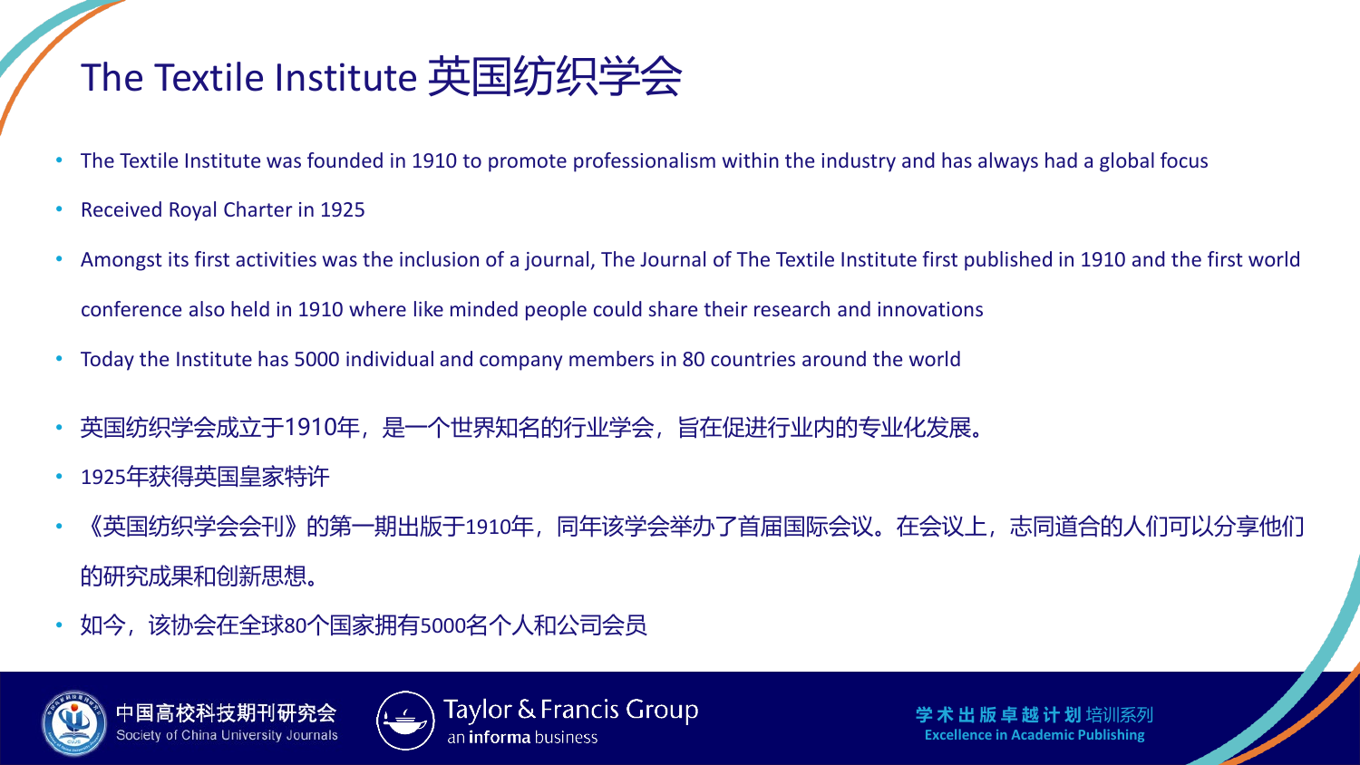# The Textile Institute 英国纺织学会

- The Textile Institute was founded in 1910 to promote professionalism within the industry and has always had a global focus
- Received Royal Charter in 1925
- Amongst its first activities was the inclusion of a journal, The Journal of The Textile Institute first published in 1910 and the first world conference also held in 1910 where like minded people could share their research and innovations
- Today the Institute has 5000 individual and company members in 80 countries around the world

- 英国纺织学会成立于1910年，是一个世界知名的行业学会，旨在促进行业内的专业化发展。
- 1925年获得英国皇家特许
- 《英国纺织学会会刊》的第一期出版于1910年，同年该学会举办了首届国际会议。在会议上，志同道合的人们可以分享他们的研究成果和创新思想。
- 如今，该协会在全球80个国家拥有5000名个人和公司会员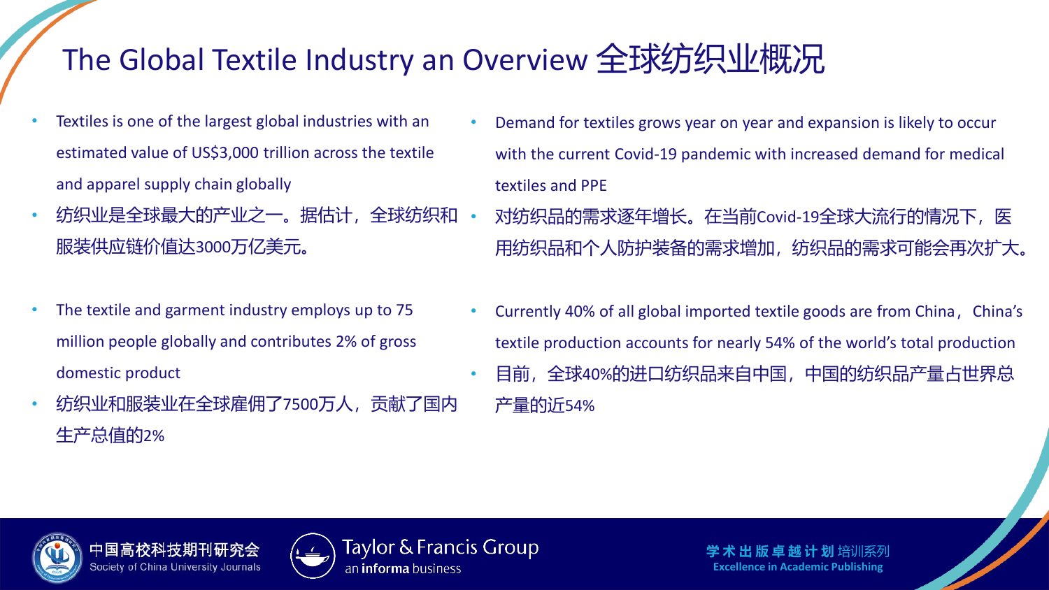# The Global Textile Industry an Overview 全球纺织业概况

- Textiles is one of the largest global industries with an estimated value of US$3,000 trillion across the textile and apparel supply chain globally
- 纺织业是全球最大的产业之一。据估计，全球纺织和服装供应链价值达3000万亿美元。

- The textile and garment industry employs up to 75 million people globally and contributes 2% of gross domestic product
- 纺织业和服装业在全球雇佣了7500万人，贡献了国内生产总值的2%

- Demand for textiles grows year on year and expansion is likely to occur with the current Covid-19 pandemic with increased demand for medical textiles and PPE
- 对纺织品的需求逐年增长。在当前Covid-19全球大流行的情况下，医用纺织品和个人防护装备的需求增加，纺织品的需求可能会再次扩大。

- Currently 40% of all global imported textile goods are from China，China's textile production accounts for nearly 54% of the world's total production
- 目前，全球40%的进口纺织品来自中国，中国的纺织品产量占世界总产量的近54%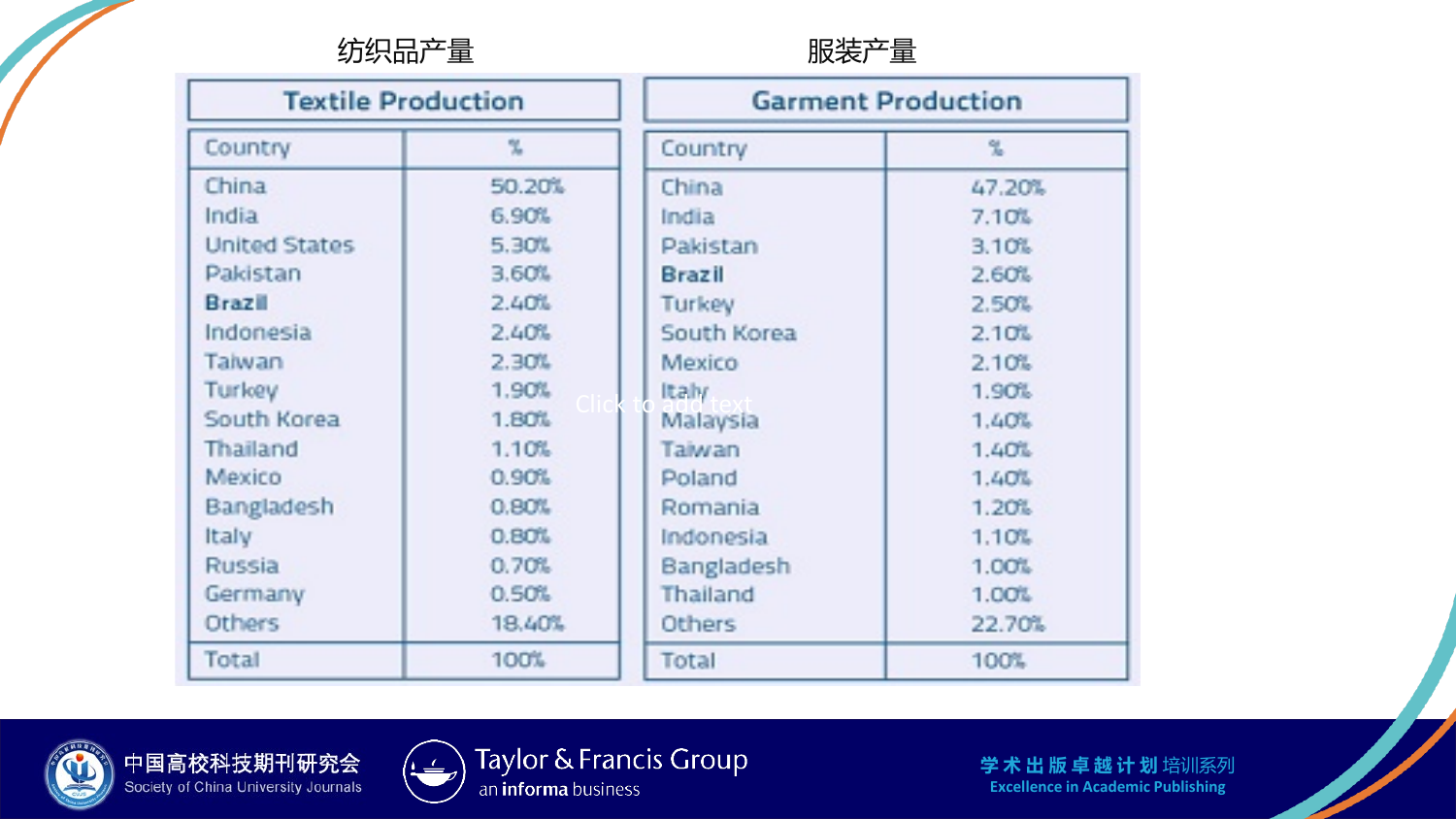纺织品产量

| Textile Production | |
|---|---|
| Country | % |
| China | 50.20% |
| India | 6.90% |
| United States | 5.30% |
| Pakistan | 3.60% |
| **Brazil** | 2.40% |
| Indonesia | 2.40% |
| Taiwan | 2.30% |
| Turkey | 1.90% |
| South Korea | 1.80% |
| Thailand | 1.10% |
| Mexico | 0.90% |
| Bangladesh | 0.80% |
| Italy | 0.80% |
| Russia | 0.70% |
| Germany | 0.50% |
| Others | 18.40% |
| Total | 100% |

服装产量

| Garment Production | |
|---|---|
| Country | % |
| China | 47.20% |
| India | 7.10% |
| Pakistan | 3.10% |
| **Brazil** | 2.60% |
| Turkey | 2.50% |
| South Korea | 2.10% |
| Mexico | 2.10% |
| Italy | 1.90% |
| Malaysia | 1.40% |
| Taiwan | 1.40% |
| Poland | 1.40% |
| Romania | 1.20% |
| Indonesia | 1.10% |
| Bangladesh | 1.00% |
| Thailand | 1.00% |
| Others | 22.70% |
| Total | 100% |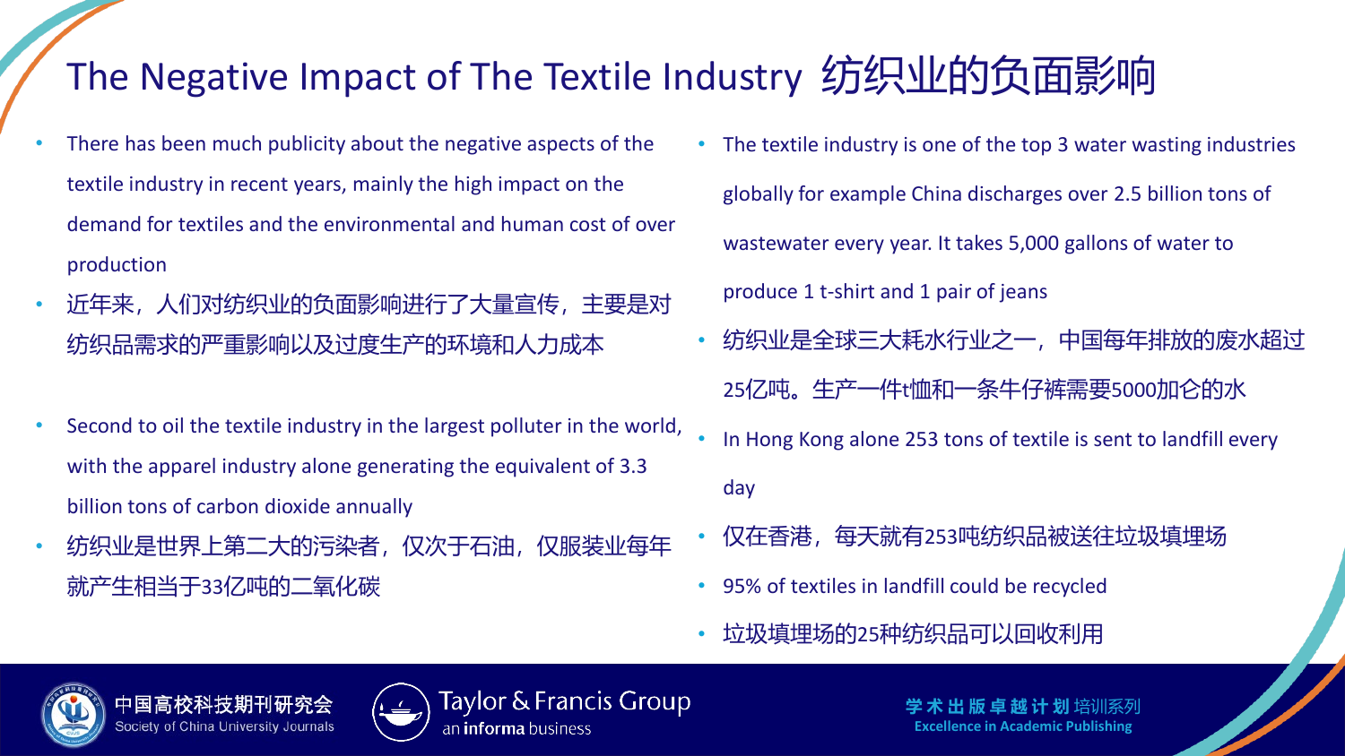# The Negative Impact of The Textile Industry 纺织业的负面影响

- There has been much publicity about the negative aspects of the textile industry in recent years, mainly the high impact on the demand for textiles and the environmental and human cost of over production
- 近年来，人们对纺织业的负面影响进行了大量宣传，主要是对纺织品需求的严重影响以及过度生产的环境和人力成本

- Second to oil the textile industry in the largest polluter in the world, with the apparel industry alone generating the equivalent of 3.3 billion tons of carbon dioxide annually
- 纺织业是世界上第二大的污染者，仅次于石油，仅服装业每年就产生相当于33亿吨的二氧化碳

- The textile industry is one of the top 3 water wasting industries globally for example China discharges over 2.5 billion tons of wastewater every year. It takes 5,000 gallons of water to produce 1 t-shirt and 1 pair of jeans
- 纺织业是全球三大耗水行业之一，中国每年排放的废水超过25亿吨。生产一件t恤和一条牛仔裤需要5000加仑的水
- In Hong Kong alone 253 tons of textile is sent to landfill every day
- 仅在香港，每天就有253吨纺织品被送往垃圾填埋场
- 95% of textiles in landfill could be recycled
- 垃圾填埋场的25种纺织品可以回收利用

中国高校科技期刊研究会 Society of China University Journals

Taylor & Francis Group an informa business

学术出版卓越计划培训系列 Excellence in Academic Publishing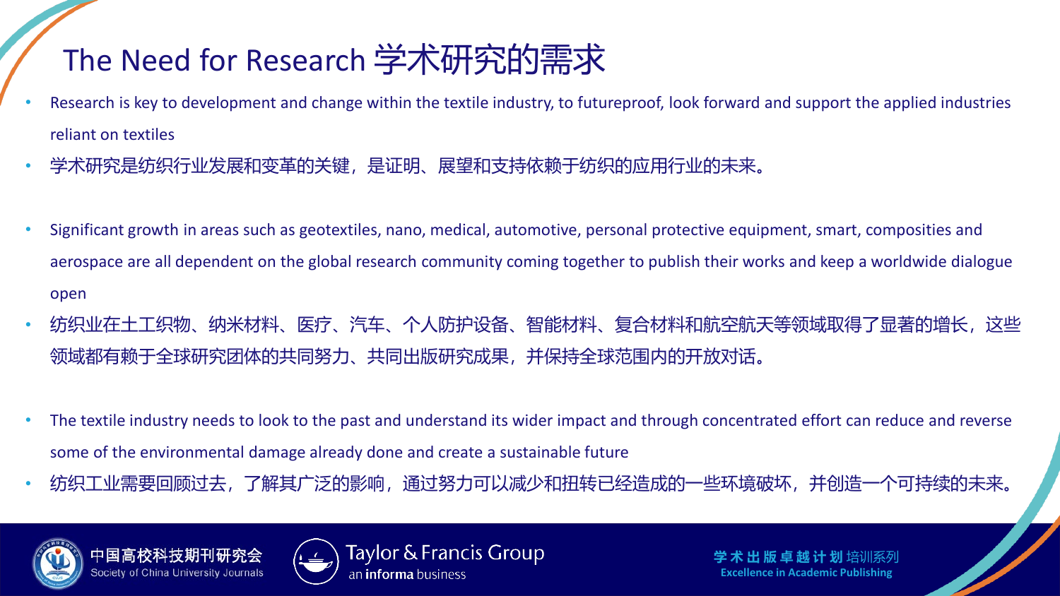# The Need for Research 学术研究的需求

- Research is key to development and change within the textile industry, to futureproof, look forward and support the applied industries reliant on textiles
- 学术研究是纺织行业发展和变革的关键，是证明、展望和支持依赖于纺织的应用行业的未来。

- Significant growth in areas such as geotextiles, nano, medical, automotive, personal protective equipment, smart, composites and aerospace are all dependent on the global research community coming together to publish their works and keep a worldwide dialogue open
- 纺织业在土工织物、纳米材料、医疗、汽车、个人防护设备、智能材料、复合材料和航空航天等领域取得了显著的增长，这些领域都有赖于全球研究团体的共同努力、共同出版研究成果，并保持全球范围内的开放对话。

- The textile industry needs to look to the past and understand its wider impact and through concentrated effort can reduce and reverse some of the environmental damage already done and create a sustainable future
- 纺织工业需要回顾过去，了解其广泛的影响，通过努力可以减少和扭转已经造成的一些环境破坏，并创造一个可持续的未来。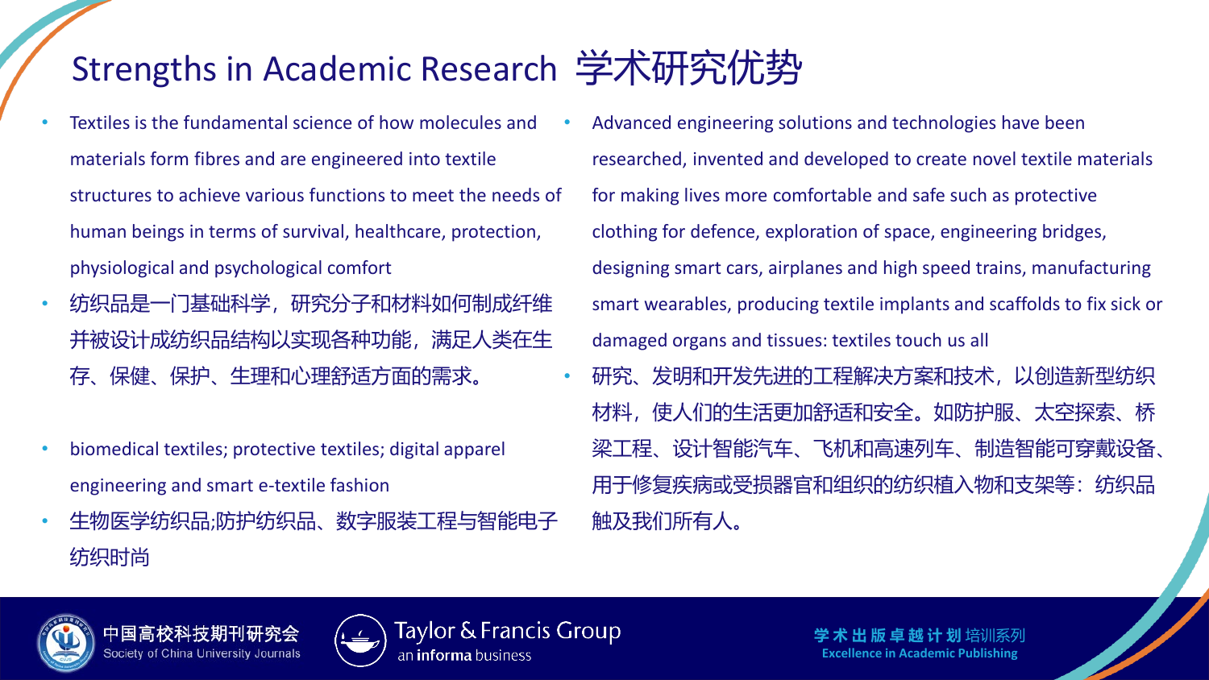# Strengths in Academic Research 学术研究优势

- Textiles is the fundamental science of how molecules and materials form fibres and are engineered into textile structures to achieve various functions to meet the needs of human beings in terms of survival, healthcare, protection, physiological and psychological comfort
- 纺织品是一门基础科学，研究分子和材料如何制成纤维并被设计成纺织品结构以实现各种功能，满足人类在生存、保健、保护、生理和心理舒适方面的需求。

- biomedical textiles; protective textiles; digital apparel engineering and smart e-textile fashion
- 生物医学纺织品;防护纺织品、数字服装工程与智能电子纺织时尚

- Advanced engineering solutions and technologies have been researched, invented and developed to create novel textile materials for making lives more comfortable and safe such as protective clothing for defence, exploration of space, engineering bridges, designing smart cars, airplanes and high speed trains, manufacturing smart wearables, producing textile implants and scaffolds to fix sick or damaged organs and tissues: textiles touch us all
- 研究、发明和开发先进的工程解决方案和技术，以创造新型纺织材料，使人们的生活更加舒适和安全。如防护服、太空探索、桥梁工程、设计智能汽车、飞机和高速列车、制造智能可穿戴设备、用于修复疾病或受损器官和组织的纺织植入物和支架等：纺织品触及我们所有人。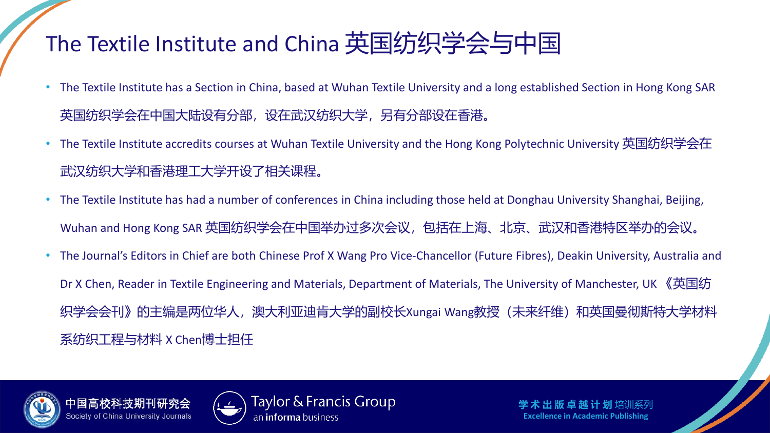# The Textile Institute and China 英国纺织学会与中国

- The Textile Institute has a Section in China, based at Wuhan Textile University and a long established Section in Hong Kong SAR 英国纺织学会在中国大陆设有分部，设在武汉纺织大学，另有分部设在香港。
- The Textile Institute accredits courses at Wuhan Textile University and the Hong Kong Polytechnic University 英国纺织学会在武汉纺织大学和香港理工大学开设了相关课程。
- The Textile Institute has had a number of conferences in China including those held at Donghau University Shanghai, Beijing, Wuhan and Hong Kong SAR 英国纺织学会在中国举办过多次会议，包括在上海、北京、武汉和香港特区举办的会议。
- The Journal's Editors in Chief are both Chinese Prof X Wang Pro Vice-Chancellor (Future Fibres), Deakin University, Australia and Dr X Chen, Reader in Textile Engineering and Materials, Department of Materials, The University of Manchester, UK 《英国纺织学会会刊》的主编是两位华人，澳大利亚迪肯大学的副校长Xungai Wang教授（未来纤维）和英国曼彻斯特大学材料系纺织工程与材料 X Chen博士担任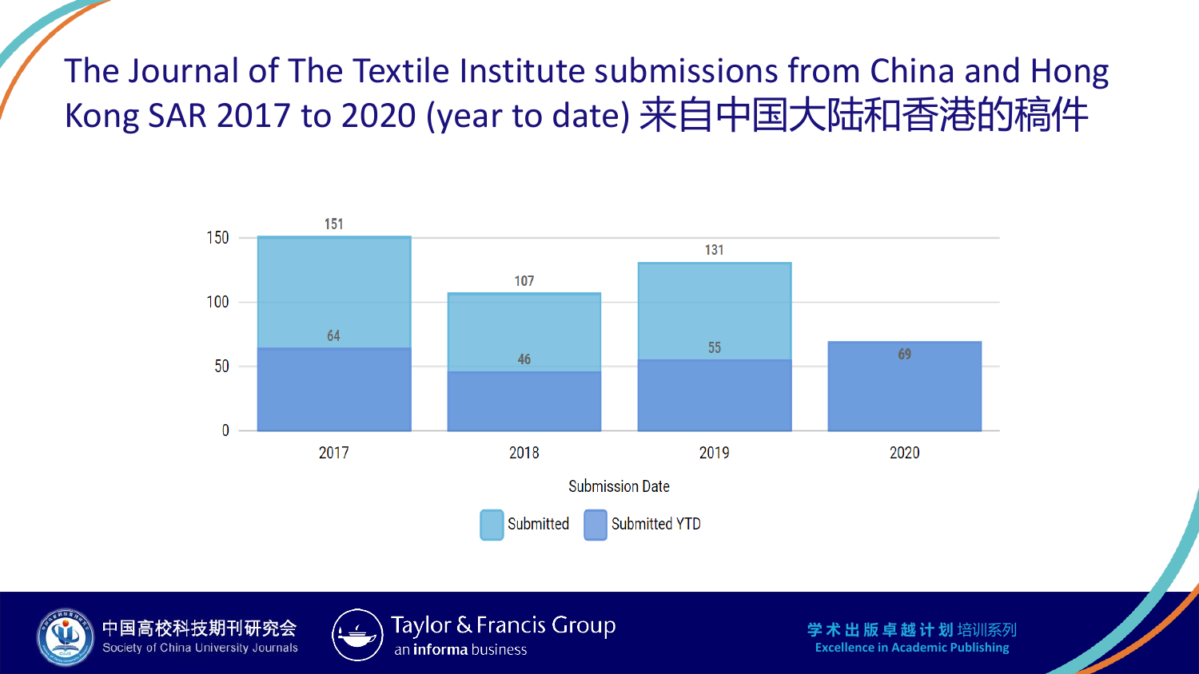# The Journal of The Textile Institute submissions from China and Hong Kong SAR 2017 to 2020 (year to date) 来自中国大陆和香港的稿件

| Submission Date | Submitted | Submitted YTD |
| --- | --- | --- |
| 2017 | 151 | 64 |
| 2018 | 107 | 46 |
| 2019 | 131 | 55 |
| 2020 | | 69 |

中国高校科技期刊研究会 Society of China University Journals

Taylor & Francis Group an informa business

学术出版卓越计划培训系列 Excellence in Academic Publishing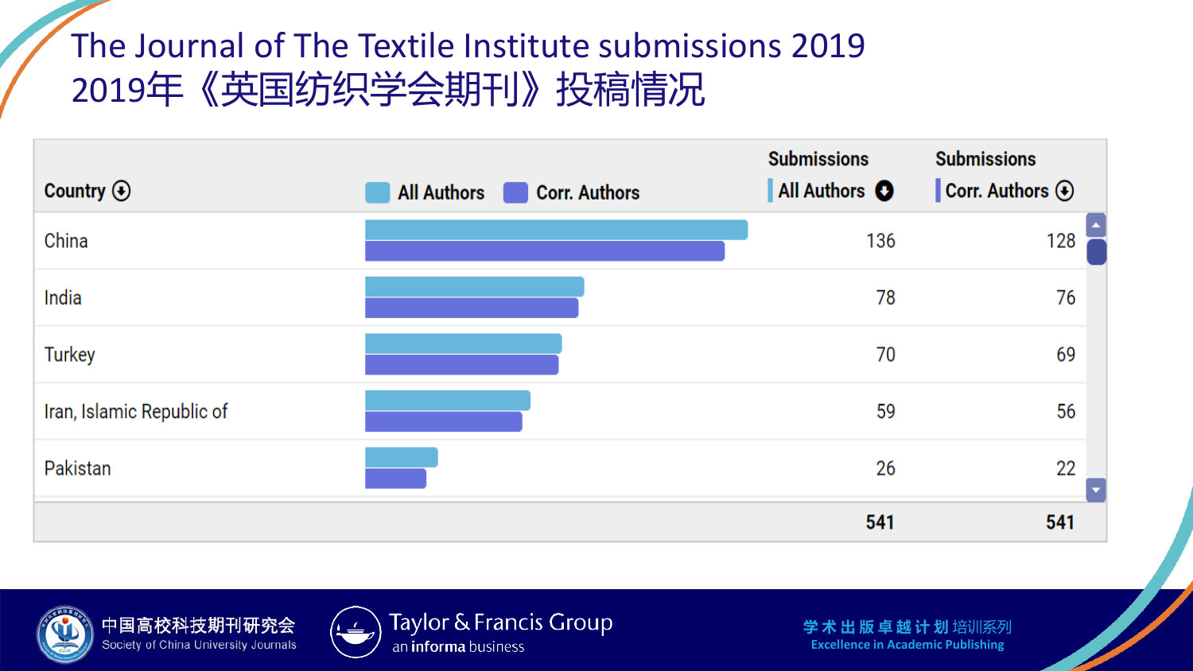# The Journal of The Textile Institute submissions 2019
# 2019年《英国纺织学会期刊》投稿情况

| Country | All Authors / Corr. Authors | Submissions All Authors | Submissions Corr. Authors |
|---|---|---|---|
| China | | 136 | 128 |
| India | | 78 | 76 |
| Turkey | | 70 | 69 |
| Iran, Islamic Republic of | | 59 | 56 |
| Pakistan | | 26 | 22 |
| | | 541 | 541 |

中国高校科技期刊研究会 Society of China University Journals

Taylor & Francis Group an informa business

学术出版卓越计划培训系列 Excellence in Academic Publishing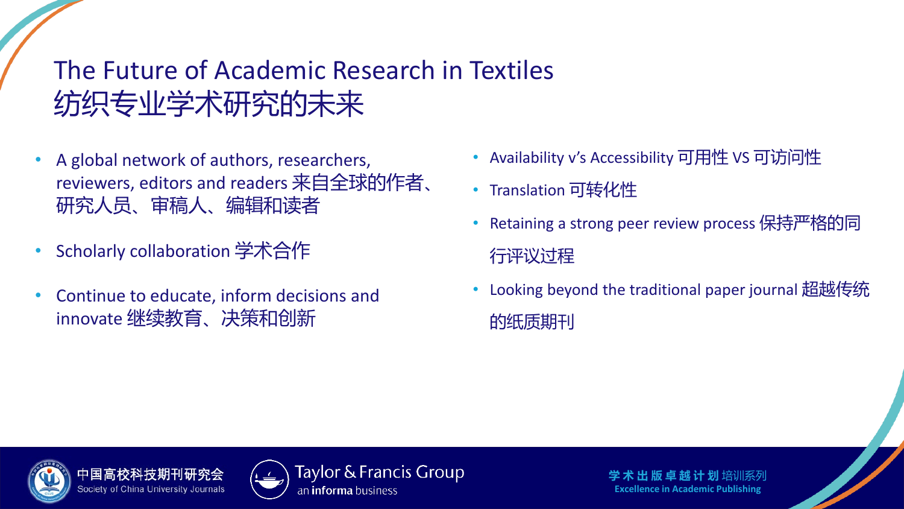# The Future of Academic Research in Textiles
# 纺织专业学术研究的未来

- A global network of authors, researchers, reviewers, editors and readers 来自全球的作者、研究人员、审稿人、编辑和读者
- Scholarly collaboration 学术合作
- Continue to educate, inform decisions and innovate 继续教育、决策和创新
- Availability v's Accessibility 可用性 VS 可访问性
- Translation 可转化性
- Retaining a strong peer review process 保持严格的同行评议过程
- Looking beyond the traditional paper journal 超越传统的纸质期刊